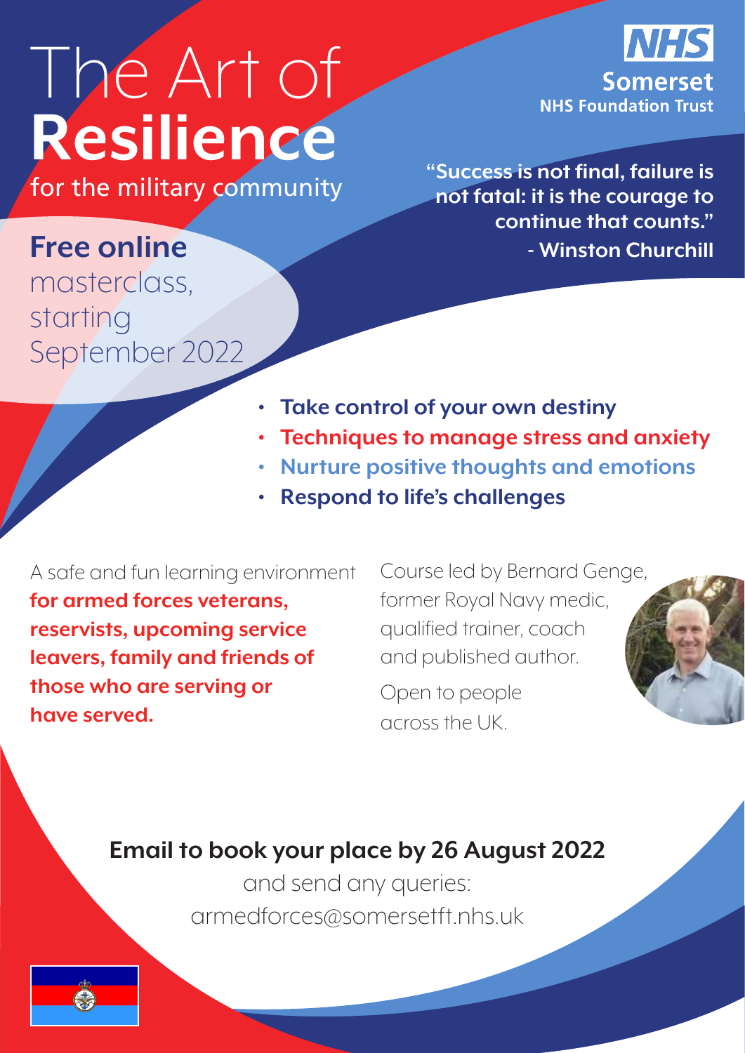# The Art of **Resilience**

for the military community

**NHS Somerset NHS Foundation Trust**

**"Success is not final, failure is not fatal: it is the courage to continue that counts."**
**- Winston Churchill**

**Free online** masterclass, starting September 2022

- **Take control of your own destiny**
- **Techniques to manage stress and anxiety**
- **Nurture positive thoughts and emotions**
- **Respond to life's challenges**

A safe and fun learning environment **for armed forces veterans, reservists, upcoming service leavers, family and friends of those who are serving or have served.**

Course led by Bernard Genge, former Royal Navy medic, qualified trainer, coach and published author.

Open to people across the UK.

**Email to book your place by 26 August 2022**

and send any queries:

armedforces@somersetft.nhs.uk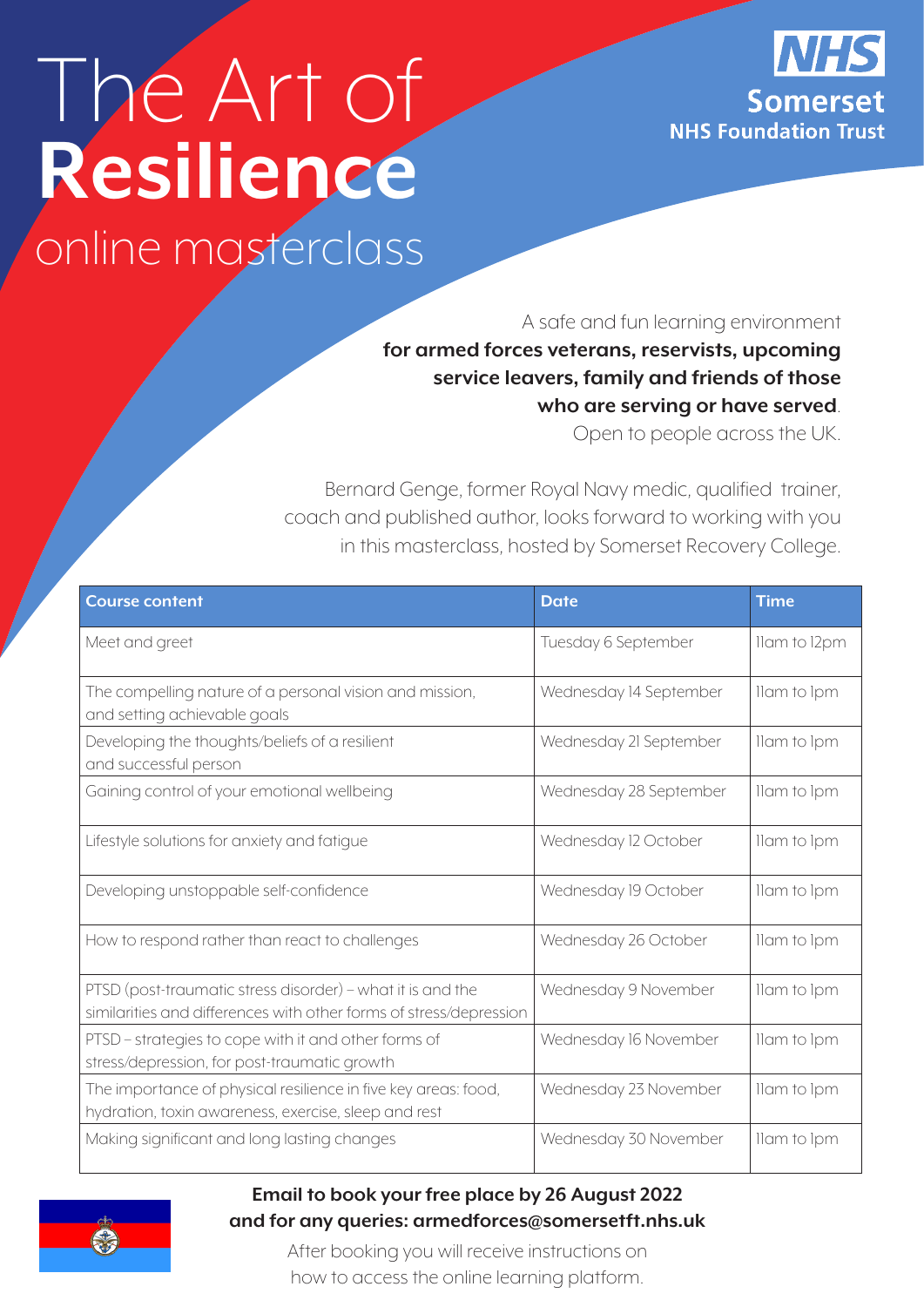# The Art of **Resilience** online masterclass

**NHS Somerset NHS Foundation Trust**

A safe and fun learning environment **for armed forces veterans, reservists, upcoming service leavers, family and friends of those who are serving or have served**. Open to people across the UK.

Bernard Genge, former Royal Navy medic, qualified trainer, coach and published author, looks forward to working with you in this masterclass, hosted by Somerset Recovery College.

| Course content | Date | Time |
|---|---|---|
| Meet and greet | Tuesday 6 September | 11am to 12pm |
| The compelling nature of a personal vision and mission, and setting achievable goals | Wednesday 14 September | 11am to 1pm |
| Developing the thoughts/beliefs of a resilient and successful person | Wednesday 21 September | 11am to 1pm |
| Gaining control of your emotional wellbeing | Wednesday 28 September | 11am to 1pm |
| Lifestyle solutions for anxiety and fatigue | Wednesday 12 October | 11am to 1pm |
| Developing unstoppable self-confidence | Wednesday 19 October | 11am to 1pm |
| How to respond rather than react to challenges | Wednesday 26 October | 11am to 1pm |
| PTSD (post-traumatic stress disorder) – what it is and the similarities and differences with other forms of stress/depression | Wednesday 9 November | 11am to 1pm |
| PTSD – strategies to cope with it and other forms of stress/depression, for post-traumatic growth | Wednesday 16 November | 11am to 1pm |
| The importance of physical resilience in five key areas: food, hydration, toxin awareness, exercise, sleep and rest | Wednesday 23 November | 11am to 1pm |
| Making significant and long lasting changes | Wednesday 30 November | 11am to 1pm |

**Email to book your free place by 26 August 2022 and for any queries: armedforces@somersetft.nhs.uk**

After booking you will receive instructions on how to access the online learning platform.